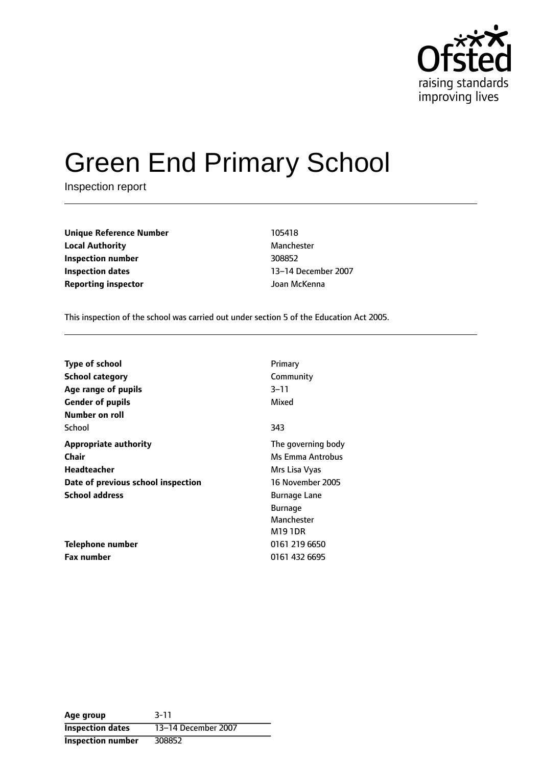# Green End Primary School

Inspection report

| | |
|---|---|
| **Unique Reference Number** | 105418 |
| **Local Authority** | Manchester |
| **Inspection number** | 308852 |
| **Inspection dates** | 13–14 December 2007 |
| **Reporting inspector** | Joan McKenna |

This inspection of the school was carried out under section 5 of the Education Act 2005.

| | |
|---|---|
| **Type of school** | Primary |
| **School category** | Community |
| **Age range of pupils** | 3–11 |
| **Gender of pupils** | Mixed |
| **Number on roll** | |
| School | 343 |
| **Appropriate authority** | The governing body |
| **Chair** | Ms Emma Antrobus |
| **Headteacher** | Mrs Lisa Vyas |
| **Date of previous school inspection** | 16 November 2005 |
| **School address** | Burnage Lane<br>Burnage<br>Manchester<br>M19 1DR |
| **Telephone number** | 0161 219 6650 |
| **Fax number** | 0161 432 6695 |

| | |
|---|---|
| **Age group** | 3-11 |
| **Inspection dates** | 13–14 December 2007 |
| **Inspection number** | 308852 |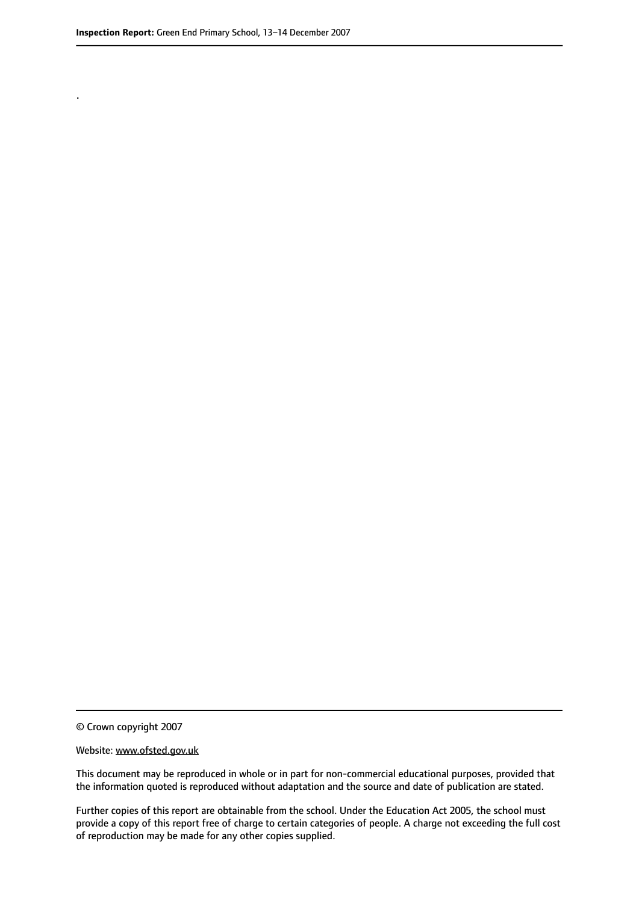.

© Crown copyright 2007

Website: www.ofsted.gov.uk

This document may be reproduced in whole or in part for non-commercial educational purposes, provided that the information quoted is reproduced without adaptation and the source and date of publication are stated.

Further copies of this report are obtainable from the school. Under the Education Act 2005, the school must provide a copy of this report free of charge to certain categories of people. A charge not exceeding the full cost of reproduction may be made for any other copies supplied.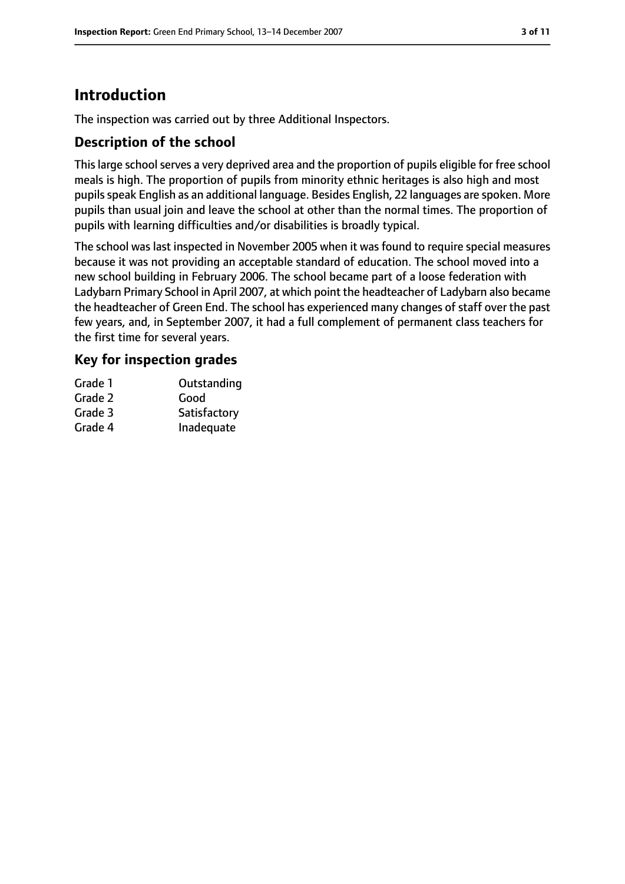# Introduction

The inspection was carried out by three Additional Inspectors.

## Description of the school

This large school serves a very deprived area and the proportion of pupils eligible for free school meals is high. The proportion of pupils from minority ethnic heritages is also high and most pupils speak English as an additional language. Besides English, 22 languages are spoken. More pupils than usual join and leave the school at other than the normal times. The proportion of pupils with learning difficulties and/or disabilities is broadly typical.

The school was last inspected in November 2005 when it was found to require special measures because it was not providing an acceptable standard of education. The school moved into a new school building in February 2006. The school became part of a loose federation with Ladybarn Primary School in April 2007, at which point the headteacher of Ladybarn also became the headteacher of Green End. The school has experienced many changes of staff over the past few years, and, in September 2007, it had a full complement of permanent class teachers for the first time for several years.

## Key for inspection grades

| | |
|---|---|
| Grade 1 | Outstanding |
| Grade 2 | Good |
| Grade 3 | Satisfactory |
| Grade 4 | Inadequate |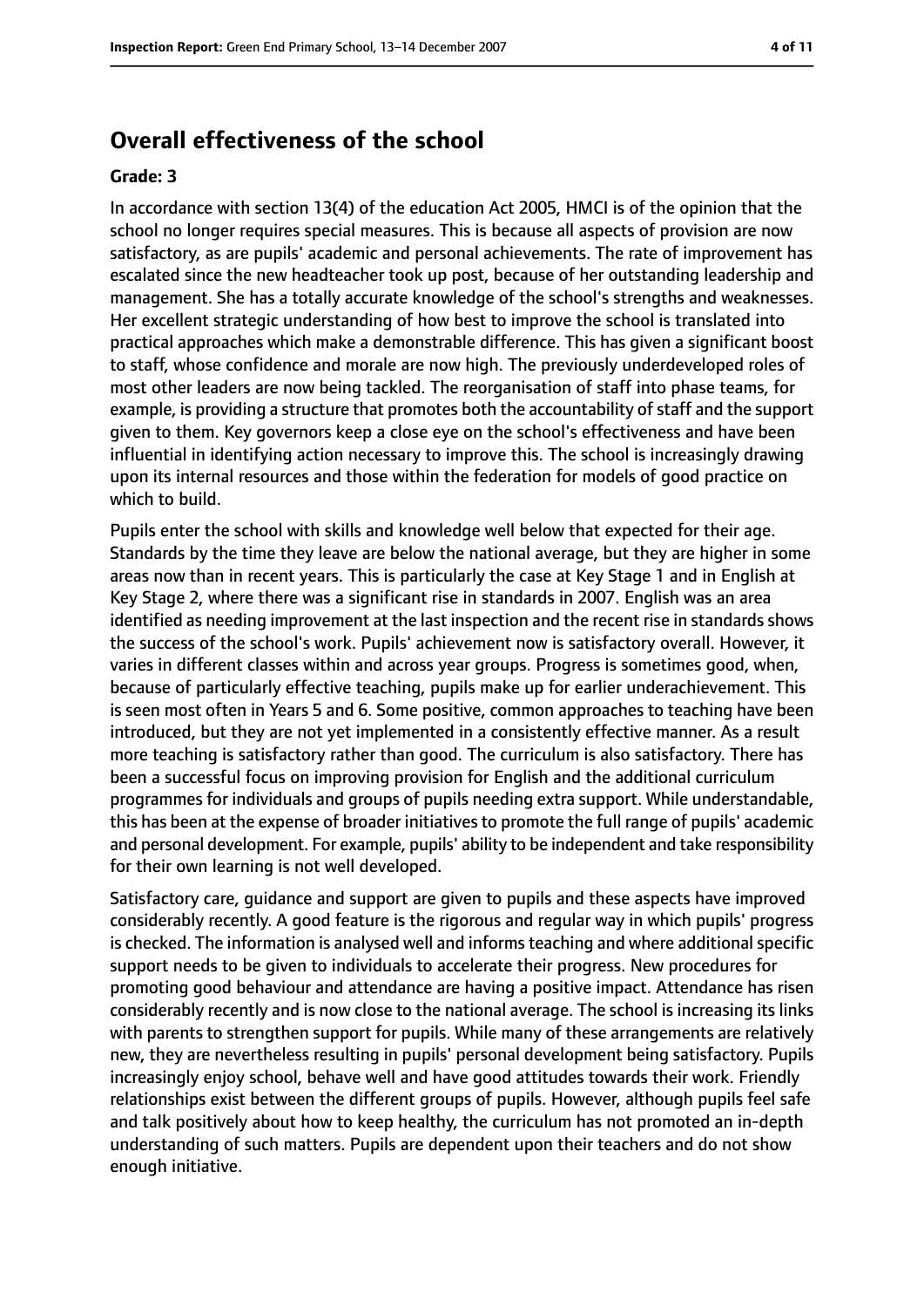## Overall effectiveness of the school

**Grade: 3**

In accordance with section 13(4) of the education Act 2005, HMCI is of the opinion that the school no longer requires special measures. This is because all aspects of provision are now satisfactory, as are pupils' academic and personal achievements. The rate of improvement has escalated since the new headteacher took up post, because of her outstanding leadership and management. She has a totally accurate knowledge of the school's strengths and weaknesses. Her excellent strategic understanding of how best to improve the school is translated into practical approaches which make a demonstrable difference. This has given a significant boost to staff, whose confidence and morale are now high. The previously underdeveloped roles of most other leaders are now being tackled. The reorganisation of staff into phase teams, for example, is providing a structure that promotes both the accountability of staff and the support given to them. Key governors keep a close eye on the school's effectiveness and have been influential in identifying action necessary to improve this. The school is increasingly drawing upon its internal resources and those within the federation for models of good practice on which to build.

Pupils enter the school with skills and knowledge well below that expected for their age. Standards by the time they leave are below the national average, but they are higher in some areas now than in recent years. This is particularly the case at Key Stage 1 and in English at Key Stage 2, where there was a significant rise in standards in 2007. English was an area identified as needing improvement at the last inspection and the recent rise in standards shows the success of the school's work. Pupils' achievement now is satisfactory overall. However, it varies in different classes within and across year groups. Progress is sometimes good, when, because of particularly effective teaching, pupils make up for earlier underachievement. This is seen most often in Years 5 and 6. Some positive, common approaches to teaching have been introduced, but they are not yet implemented in a consistently effective manner. As a result more teaching is satisfactory rather than good. The curriculum is also satisfactory. There has been a successful focus on improving provision for English and the additional curriculum programmes for individuals and groups of pupils needing extra support. While understandable, this has been at the expense of broader initiatives to promote the full range of pupils' academic and personal development. For example, pupils' ability to be independent and take responsibility for their own learning is not well developed.

Satisfactory care, guidance and support are given to pupils and these aspects have improved considerably recently. A good feature is the rigorous and regular way in which pupils' progress is checked. The information is analysed well and informs teaching and where additional specific support needs to be given to individuals to accelerate their progress. New procedures for promoting good behaviour and attendance are having a positive impact. Attendance has risen considerably recently and is now close to the national average. The school is increasing its links with parents to strengthen support for pupils. While many of these arrangements are relatively new, they are nevertheless resulting in pupils' personal development being satisfactory. Pupils increasingly enjoy school, behave well and have good attitudes towards their work. Friendly relationships exist between the different groups of pupils. However, although pupils feel safe and talk positively about how to keep healthy, the curriculum has not promoted an in-depth understanding of such matters. Pupils are dependent upon their teachers and do not show enough initiative.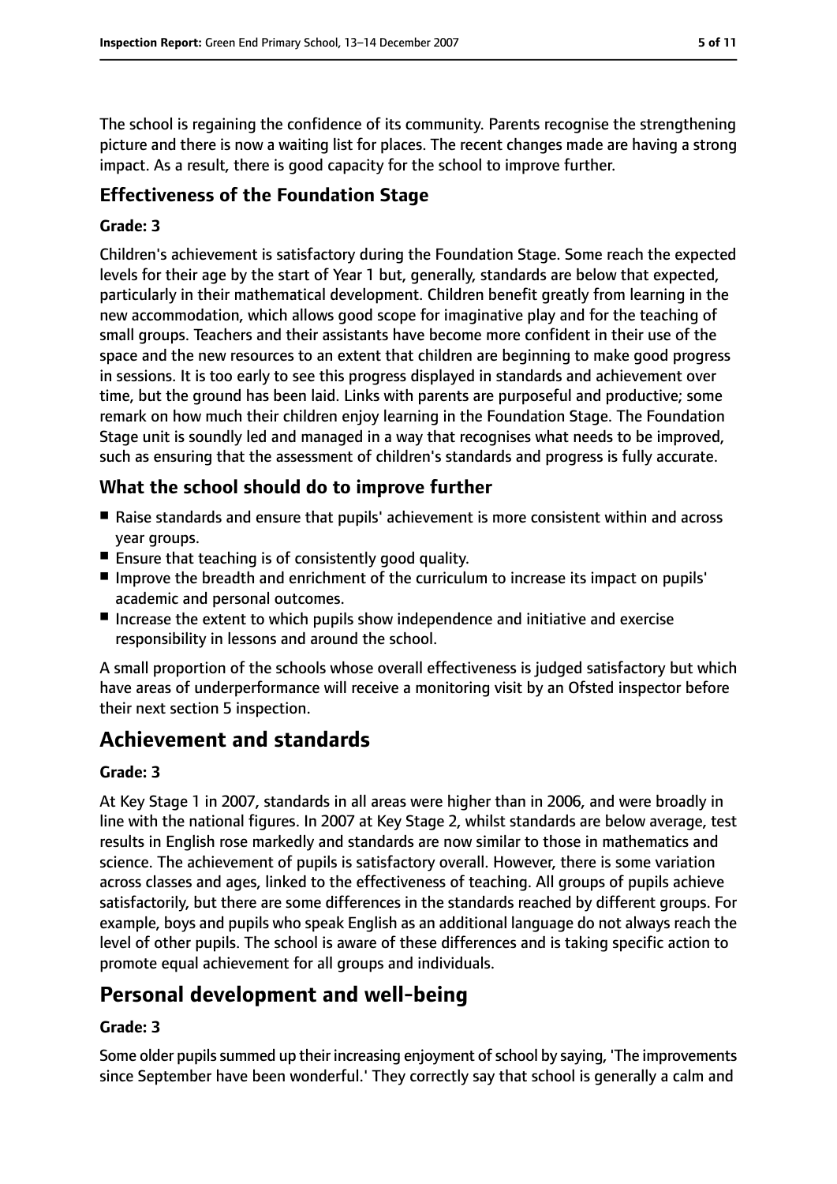The school is regaining the confidence of its community. Parents recognise the strengthening picture and there is now a waiting list for places. The recent changes made are having a strong impact. As a result, there is good capacity for the school to improve further.

### Effectiveness of the Foundation Stage

#### Grade: 3

Children's achievement is satisfactory during the Foundation Stage. Some reach the expected levels for their age by the start of Year 1 but, generally, standards are below that expected, particularly in their mathematical development. Children benefit greatly from learning in the new accommodation, which allows good scope for imaginative play and for the teaching of small groups. Teachers and their assistants have become more confident in their use of the space and the new resources to an extent that children are beginning to make good progress in sessions. It is too early to see this progress displayed in standards and achievement over time, but the ground has been laid. Links with parents are purposeful and productive; some remark on how much their children enjoy learning in the Foundation Stage. The Foundation Stage unit is soundly led and managed in a way that recognises what needs to be improved, such as ensuring that the assessment of children's standards and progress is fully accurate.

### What the school should do to improve further

- Raise standards and ensure that pupils' achievement is more consistent within and across year groups.
- Ensure that teaching is of consistently good quality.
- Improve the breadth and enrichment of the curriculum to increase its impact on pupils' academic and personal outcomes.
- Increase the extent to which pupils show independence and initiative and exercise responsibility in lessons and around the school.

A small proportion of the schools whose overall effectiveness is judged satisfactory but which have areas of underperformance will receive a monitoring visit by an Ofsted inspector before their next section 5 inspection.

## Achievement and standards

#### Grade: 3

At Key Stage 1 in 2007, standards in all areas were higher than in 2006, and were broadly in line with the national figures. In 2007 at Key Stage 2, whilst standards are below average, test results in English rose markedly and standards are now similar to those in mathematics and science. The achievement of pupils is satisfactory overall. However, there is some variation across classes and ages, linked to the effectiveness of teaching. All groups of pupils achieve satisfactorily, but there are some differences in the standards reached by different groups. For example, boys and pupils who speak English as an additional language do not always reach the level of other pupils. The school is aware of these differences and is taking specific action to promote equal achievement for all groups and individuals.

## Personal development and well-being

#### Grade: 3

Some older pupils summed up their increasing enjoyment of school by saying, 'The improvements since September have been wonderful.' They correctly say that school is generally a calm and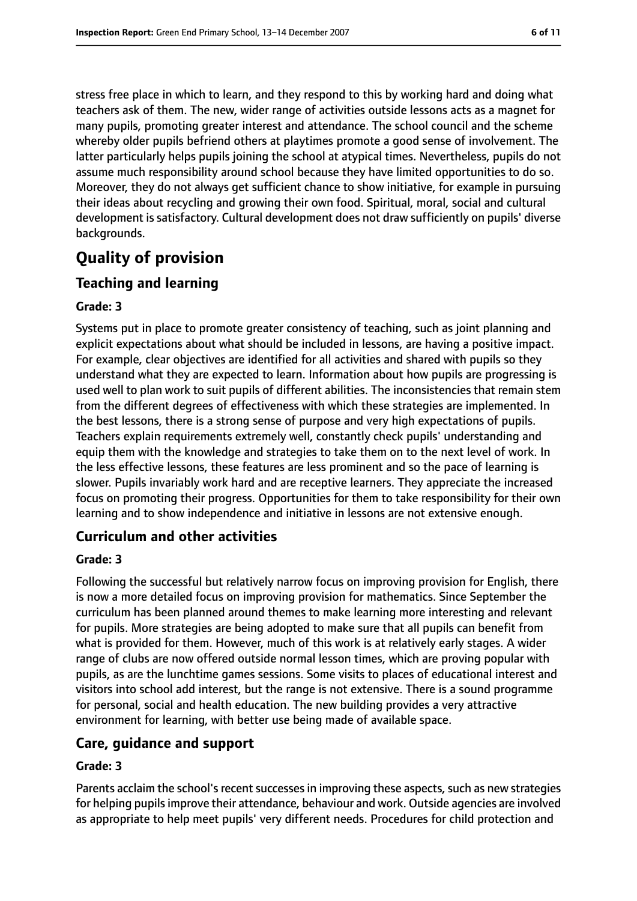stress free place in which to learn, and they respond to this by working hard and doing what teachers ask of them. The new, wider range of activities outside lessons acts as a magnet for many pupils, promoting greater interest and attendance. The school council and the scheme whereby older pupils befriend others at playtimes promote a good sense of involvement. The latter particularly helps pupils joining the school at atypical times. Nevertheless, pupils do not assume much responsibility around school because they have limited opportunities to do so. Moreover, they do not always get sufficient chance to show initiative, for example in pursuing their ideas about recycling and growing their own food. Spiritual, moral, social and cultural development is satisfactory. Cultural development does not draw sufficiently on pupils' diverse backgrounds.

# Quality of provision

## Teaching and learning

**Grade: 3**

Systems put in place to promote greater consistency of teaching, such as joint planning and explicit expectations about what should be included in lessons, are having a positive impact. For example, clear objectives are identified for all activities and shared with pupils so they understand what they are expected to learn. Information about how pupils are progressing is used well to plan work to suit pupils of different abilities. The inconsistencies that remain stem from the different degrees of effectiveness with which these strategies are implemented. In the best lessons, there is a strong sense of purpose and very high expectations of pupils. Teachers explain requirements extremely well, constantly check pupils' understanding and equip them with the knowledge and strategies to take them on to the next level of work. In the less effective lessons, these features are less prominent and so the pace of learning is slower. Pupils invariably work hard and are receptive learners. They appreciate the increased focus on promoting their progress. Opportunities for them to take responsibility for their own learning and to show independence and initiative in lessons are not extensive enough.

## Curriculum and other activities

**Grade: 3**

Following the successful but relatively narrow focus on improving provision for English, there is now a more detailed focus on improving provision for mathematics. Since September the curriculum has been planned around themes to make learning more interesting and relevant for pupils. More strategies are being adopted to make sure that all pupils can benefit from what is provided for them. However, much of this work is at relatively early stages. A wider range of clubs are now offered outside normal lesson times, which are proving popular with pupils, as are the lunchtime games sessions. Some visits to places of educational interest and visitors into school add interest, but the range is not extensive. There is a sound programme for personal, social and health education. The new building provides a very attractive environment for learning, with better use being made of available space.

## Care, guidance and support

**Grade: 3**

Parents acclaim the school's recent successes in improving these aspects, such as new strategies for helping pupils improve their attendance, behaviour and work. Outside agencies are involved as appropriate to help meet pupils' very different needs. Procedures for child protection and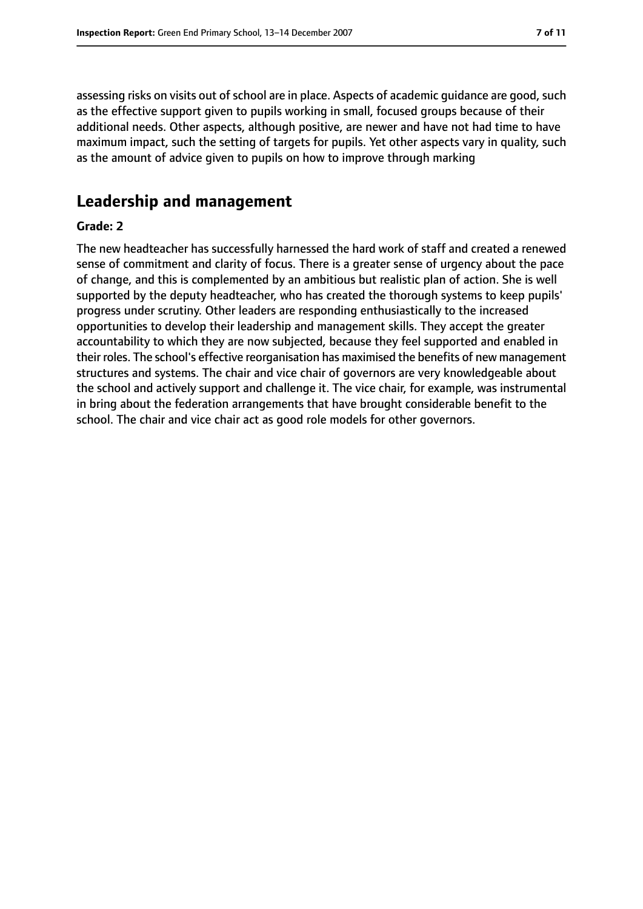assessing risks on visits out of school are in place. Aspects of academic guidance are good, such as the effective support given to pupils working in small, focused groups because of their additional needs. Other aspects, although positive, are newer and have not had time to have maximum impact, such the setting of targets for pupils. Yet other aspects vary in quality, such as the amount of advice given to pupils on how to improve through marking

## Leadership and management

**Grade: 2**

The new headteacher has successfully harnessed the hard work of staff and created a renewed sense of commitment and clarity of focus. There is a greater sense of urgency about the pace of change, and this is complemented by an ambitious but realistic plan of action. She is well supported by the deputy headteacher, who has created the thorough systems to keep pupils' progress under scrutiny. Other leaders are responding enthusiastically to the increased opportunities to develop their leadership and management skills. They accept the greater accountability to which they are now subjected, because they feel supported and enabled in their roles. The school's effective reorganisation has maximised the benefits of new management structures and systems. The chair and vice chair of governors are very knowledgeable about the school and actively support and challenge it. The vice chair, for example, was instrumental in bring about the federation arrangements that have brought considerable benefit to the school. The chair and vice chair act as good role models for other governors.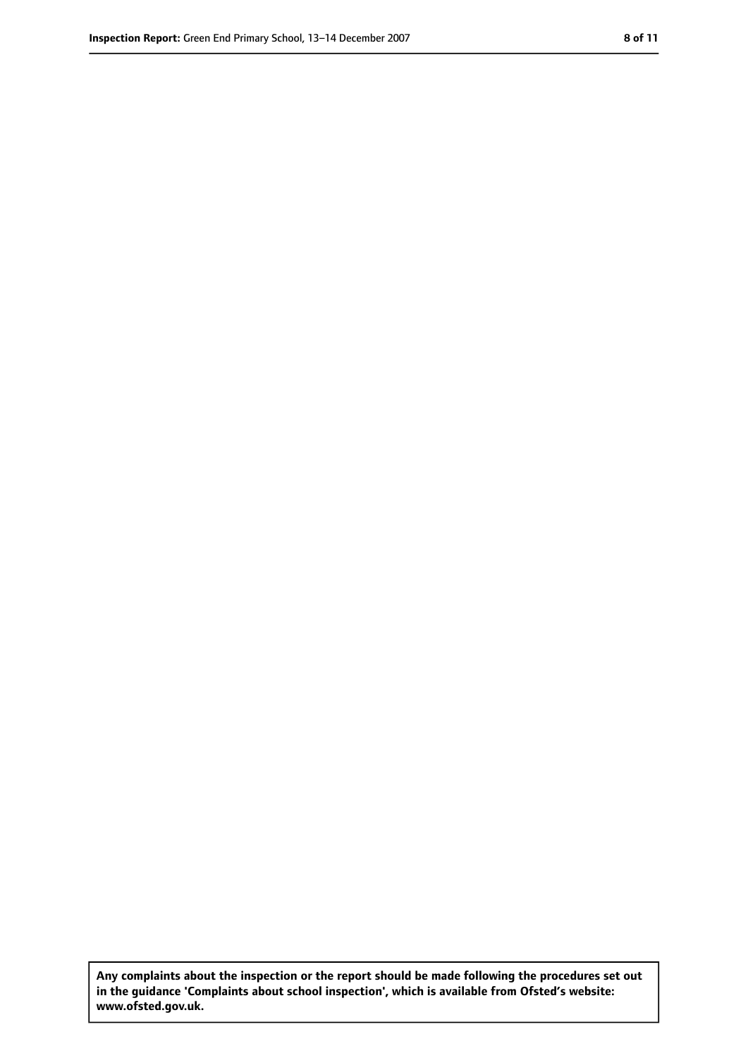**Any complaints about the inspection or the report should be made following the procedures set out in the guidance 'Complaints about school inspection', which is available from Ofsted's website: www.ofsted.gov.uk.**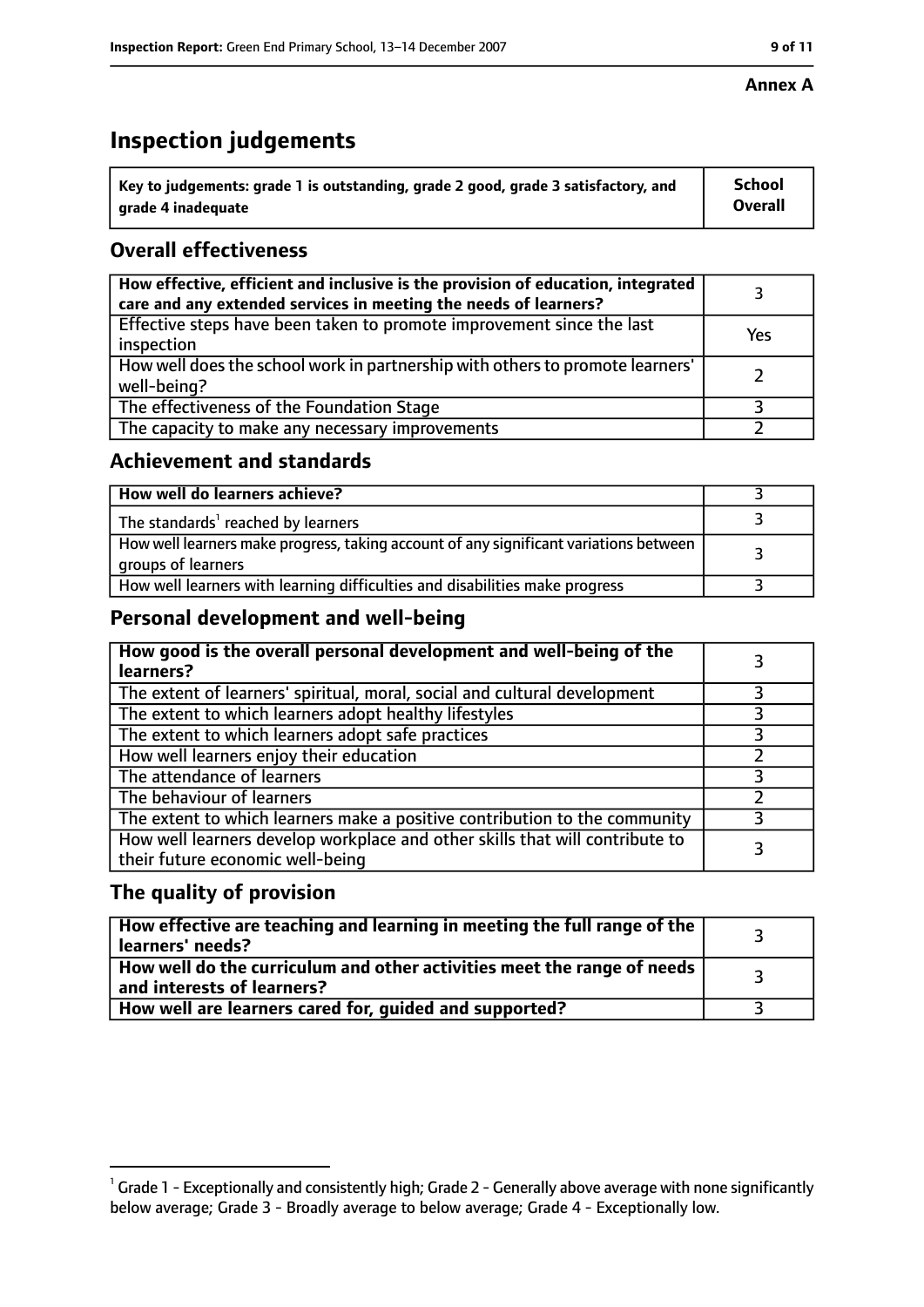**Annex A**

# Inspection judgements

| Key to judgements: grade 1 is outstanding, grade 2 good, grade 3 satisfactory, and grade 4 inadequate | School Overall |
|---|---|

## Overall effectiveness

| | |
|---|---|
| How effective, efficient and inclusive is the provision of education, integrated care and any extended services in meeting the needs of learners? | 3 |
| Effective steps have been taken to promote improvement since the last inspection | Yes |
| How well does the school work in partnership with others to promote learners' well-being? | 2 |
| The effectiveness of the Foundation Stage | 3 |
| The capacity to make any necessary improvements | 2 |

## Achievement and standards

| | |
|---|---|
| How well do learners achieve? | 3 |
| The standards[1] reached by learners | 3 |
| How well learners make progress, taking account of any significant variations between groups of learners | 3 |
| How well learners with learning difficulties and disabilities make progress | 3 |

## Personal development and well-being

| | |
|---|---|
| How good is the overall personal development and well-being of the learners? | 3 |
| The extent of learners' spiritual, moral, social and cultural development | 3 |
| The extent to which learners adopt healthy lifestyles | 3 |
| The extent to which learners adopt safe practices | 3 |
| How well learners enjoy their education | 2 |
| The attendance of learners | 3 |
| The behaviour of learners | 2 |
| The extent to which learners make a positive contribution to the community | 3 |
| How well learners develop workplace and other skills that will contribute to their future economic well-being | 3 |

## The quality of provision

| | |
|---|---|
| How effective are teaching and learning in meeting the full range of the learners' needs? | 3 |
| How well do the curriculum and other activities meet the range of needs and interests of learners? | 3 |
| How well are learners cared for, guided and supported? | 3 |

[1] Grade 1 - Exceptionally and consistently high; Grade 2 - Generally above average with none significantly below average; Grade 3 - Broadly average to below average; Grade 4 - Exceptionally low.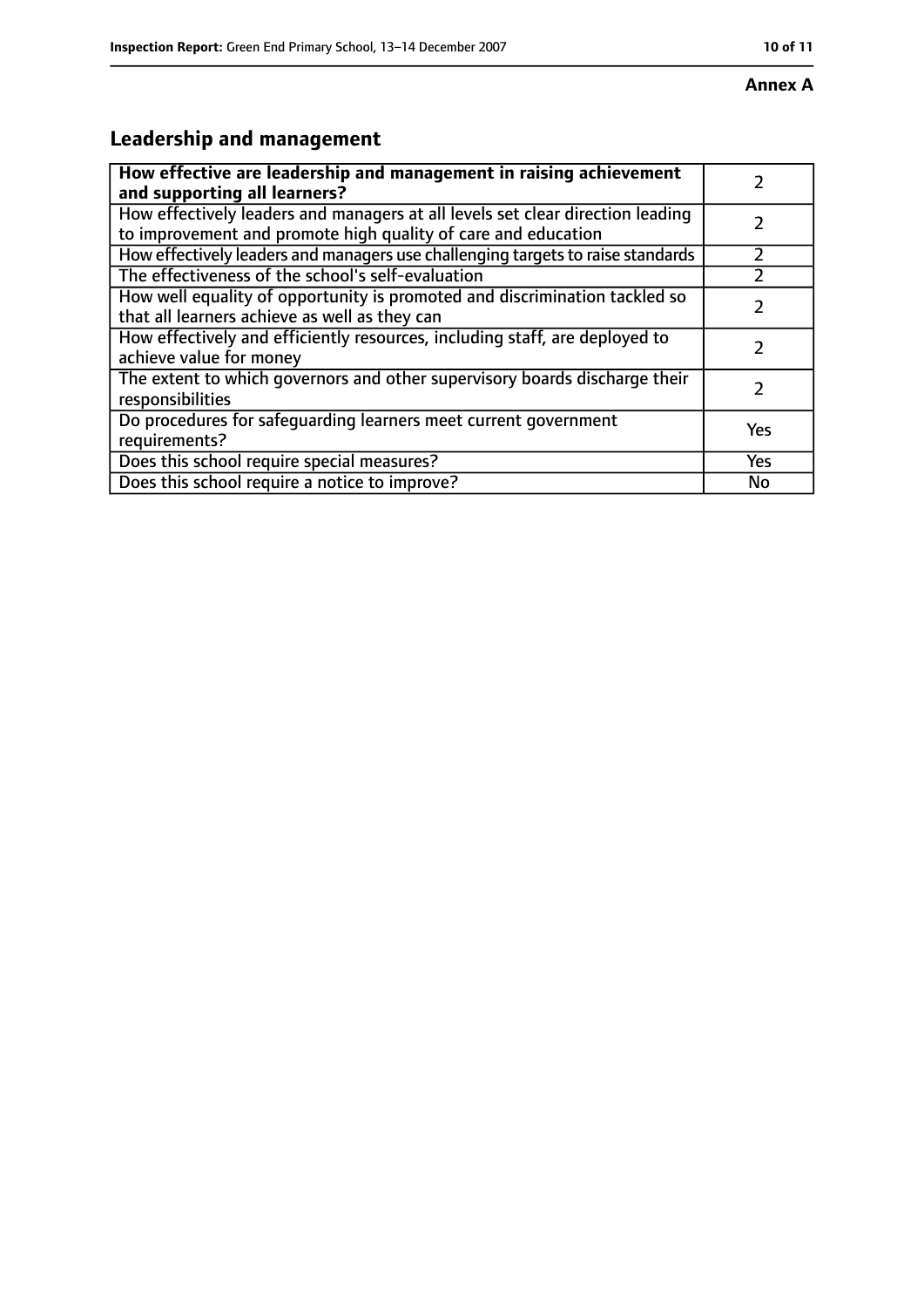**Annex A**

## Leadership and management

| How effective are leadership and management in raising achievement and supporting all learners? | 2 |
|---|---|
| How effectively leaders and managers at all levels set clear direction leading to improvement and promote high quality of care and education | 2 |
| How effectively leaders and managers use challenging targets to raise standards | 2 |
| The effectiveness of the school's self-evaluation | 2 |
| How well equality of opportunity is promoted and discrimination tackled so that all learners achieve as well as they can | 2 |
| How effectively and efficiently resources, including staff, are deployed to achieve value for money | 2 |
| The extent to which governors and other supervisory boards discharge their responsibilities | 2 |
| Do procedures for safeguarding learners meet current government requirements? | Yes |
| Does this school require special measures? | Yes |
| Does this school require a notice to improve? | No |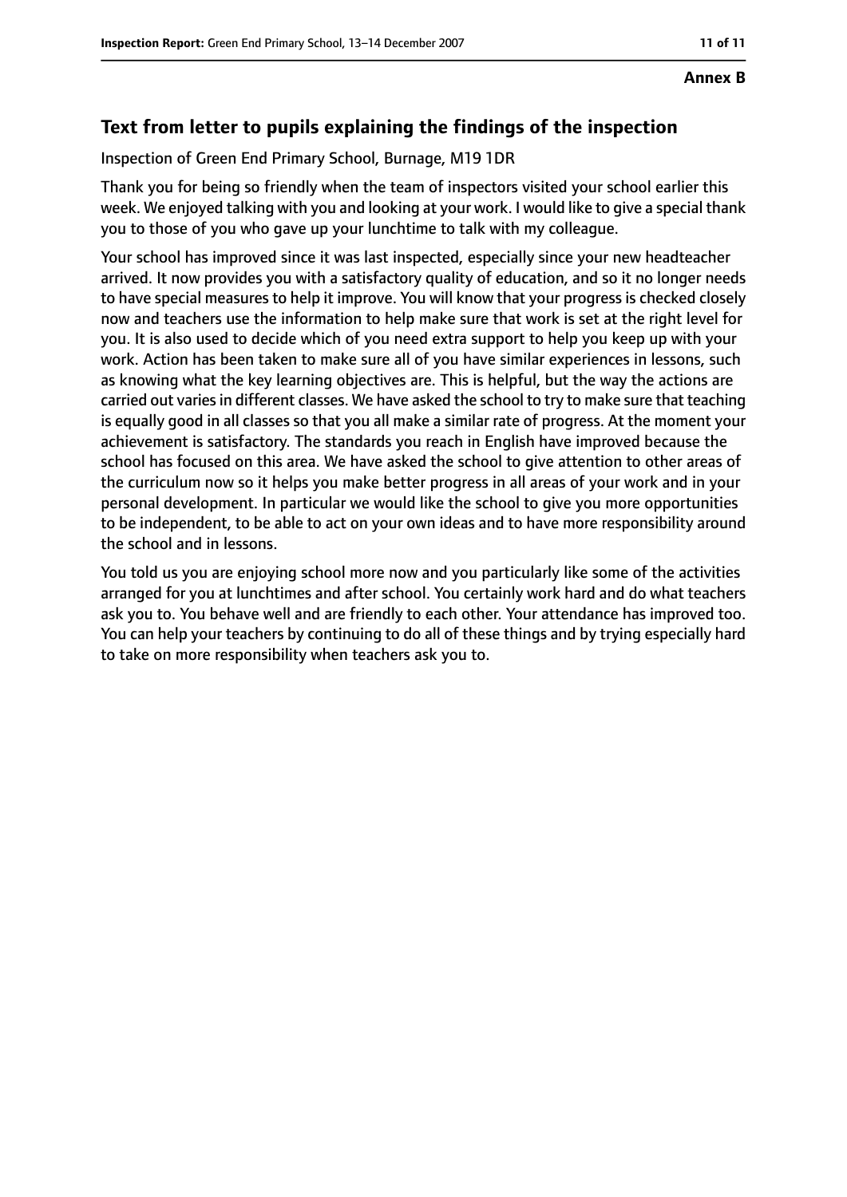**Annex B**

## Text from letter to pupils explaining the findings of the inspection

Inspection of Green End Primary School, Burnage, M19 1DR

Thank you for being so friendly when the team of inspectors visited your school earlier this week. We enjoyed talking with you and looking at your work. I would like to give a special thank you to those of you who gave up your lunchtime to talk with my colleague.

Your school has improved since it was last inspected, especially since your new headteacher arrived. It now provides you with a satisfactory quality of education, and so it no longer needs to have special measures to help it improve. You will know that your progress is checked closely now and teachers use the information to help make sure that work is set at the right level for you. It is also used to decide which of you need extra support to help you keep up with your work. Action has been taken to make sure all of you have similar experiences in lessons, such as knowing what the key learning objectives are. This is helpful, but the way the actions are carried out varies in different classes. We have asked the school to try to make sure that teaching is equally good in all classes so that you all make a similar rate of progress. At the moment your achievement is satisfactory. The standards you reach in English have improved because the school has focused on this area. We have asked the school to give attention to other areas of the curriculum now so it helps you make better progress in all areas of your work and in your personal development. In particular we would like the school to give you more opportunities to be independent, to be able to act on your own ideas and to have more responsibility around the school and in lessons.

You told us you are enjoying school more now and you particularly like some of the activities arranged for you at lunchtimes and after school. You certainly work hard and do what teachers ask you to. You behave well and are friendly to each other. Your attendance has improved too. You can help your teachers by continuing to do all of these things and by trying especially hard to take on more responsibility when teachers ask you to.